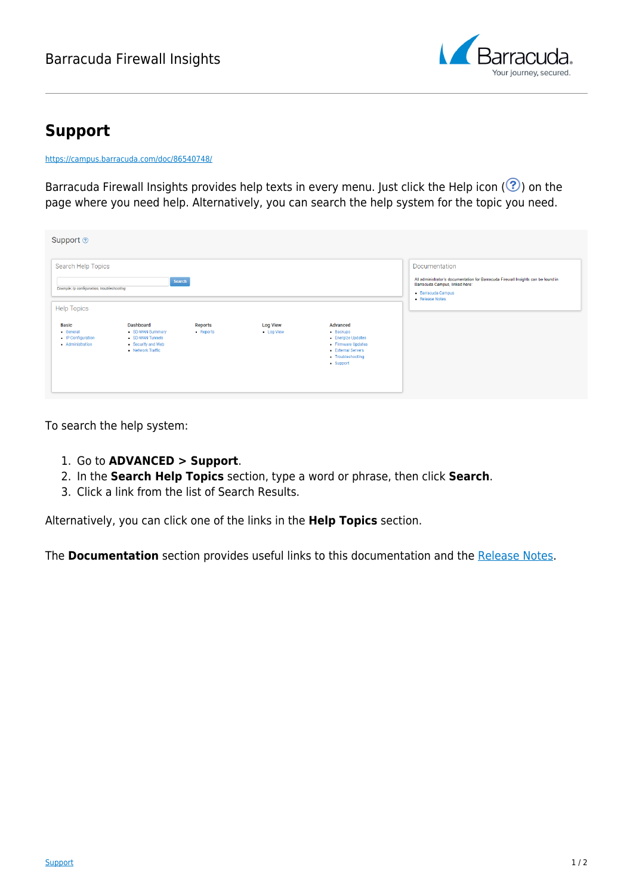# Support

https://campus.barracuda.com/doc/86540748/

Barracuda Firewall Insights provides help texts in every menu. Just click the Help icon ( ? ) on the page where you need help. Alternatively, you can search the help system for the topic you need.

To search the help system:

1. Go to **ADVANCED > Support**.
2. In the **Search Help Topics** section, type a word or phrase, then click **Search**.
3. Click a link from the list of Search Results.

Alternatively, you can click one of the links in the **Help Topics** section.

The **Documentation** section provides useful links to this documentation and the Release Notes.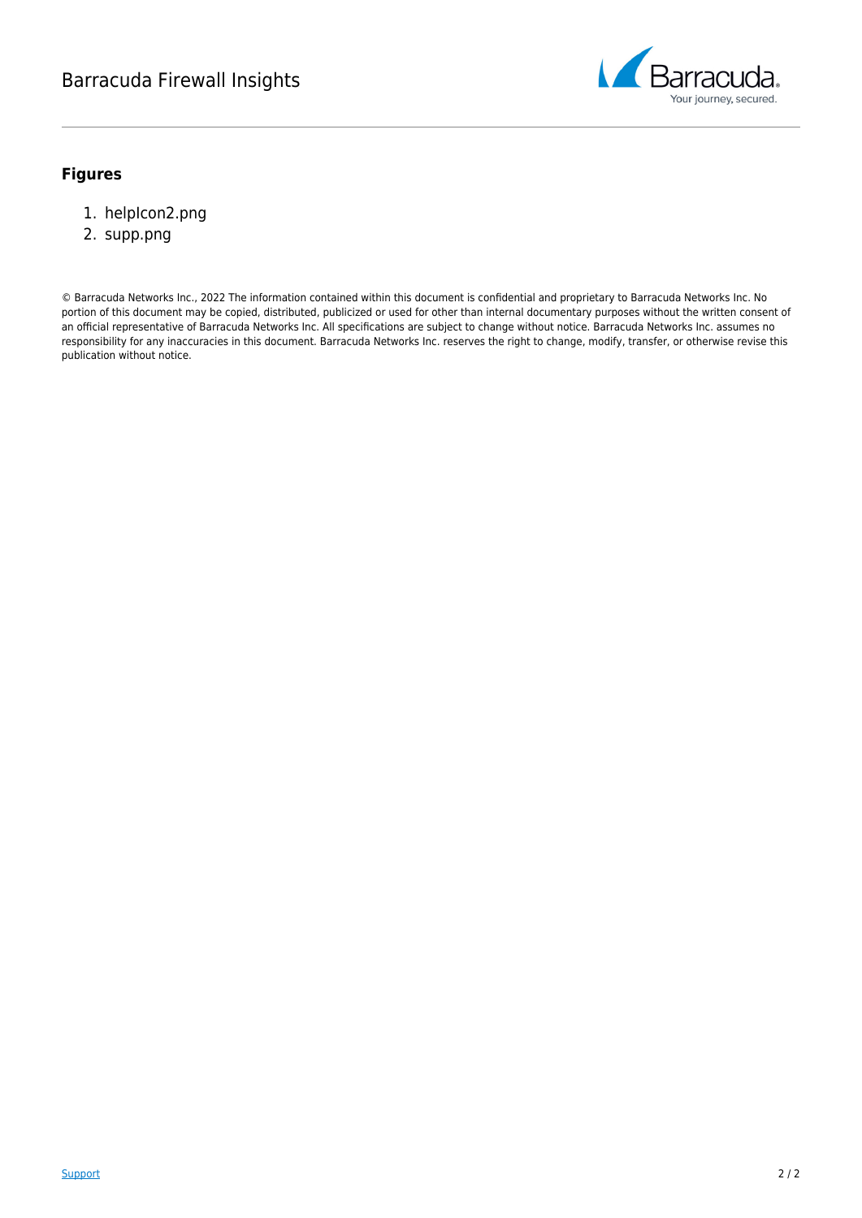## Figures

1. helpIcon2.png
2. supp.png

© Barracuda Networks Inc., 2022 The information contained within this document is confidential and proprietary to Barracuda Networks Inc. No portion of this document may be copied, distributed, publicized or used for other than internal documentary purposes without the written consent of an official representative of Barracuda Networks Inc. All specifications are subject to change without notice. Barracuda Networks Inc. assumes no responsibility for any inaccuracies in this document. Barracuda Networks Inc. reserves the right to change, modify, transfer, or otherwise revise this publication without notice.